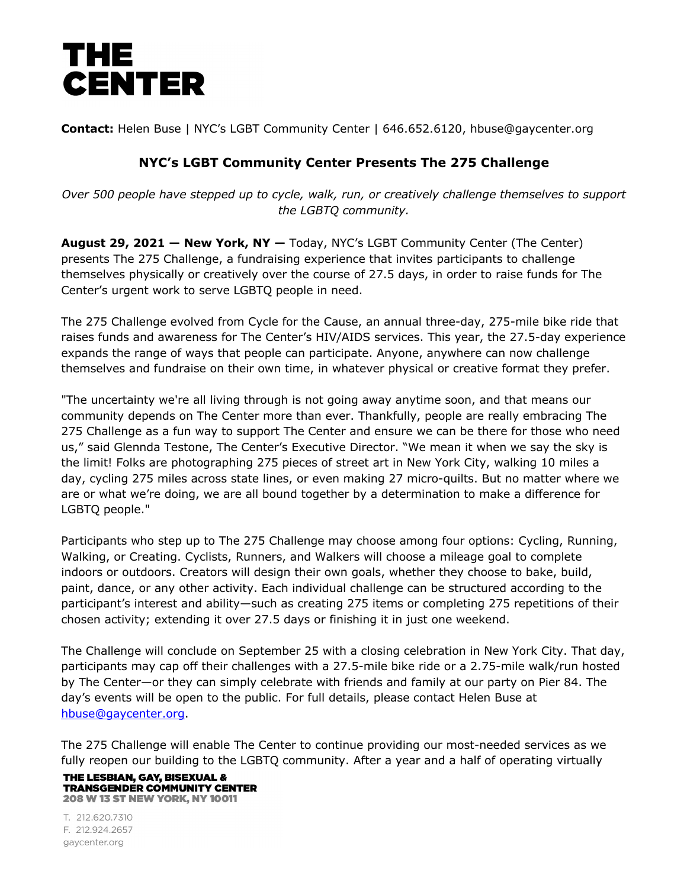# THE CENTER

**Contact:** Helen Buse | NYC's LGBT Community Center | 646.652.6120, hbuse@gaycenter.org

## NYC's LGBT Community Center Presents The 275 Challenge

*Over 500 people have stepped up to cycle, walk, run, or creatively challenge themselves to support the LGBTQ community.*

**August 29, 2021 — New York, NY —** Today, NYC's LGBT Community Center (The Center) presents The 275 Challenge, a fundraising experience that invites participants to challenge themselves physically or creatively over the course of 27.5 days, in order to raise funds for The Center's urgent work to serve LGBTQ people in need.

The 275 Challenge evolved from Cycle for the Cause, an annual three-day, 275-mile bike ride that raises funds and awareness for The Center's HIV/AIDS services. This year, the 27.5-day experience expands the range of ways that people can participate. Anyone, anywhere can now challenge themselves and fundraise on their own time, in whatever physical or creative format they prefer.

"The uncertainty we're all living through is not going away anytime soon, and that means our community depends on The Center more than ever. Thankfully, people are really embracing The 275 Challenge as a fun way to support The Center and ensure we can be there for those who need us," said Glennda Testone, The Center's Executive Director. "We mean it when we say the sky is the limit! Folks are photographing 275 pieces of street art in New York City, walking 10 miles a day, cycling 275 miles across state lines, or even making 27 micro-quilts. But no matter where we are or what we're doing, we are all bound together by a determination to make a difference for LGBTQ people."

Participants who step up to The 275 Challenge may choose among four options: Cycling, Running, Walking, or Creating. Cyclists, Runners, and Walkers will choose a mileage goal to complete indoors or outdoors. Creators will design their own goals, whether they choose to bake, build, paint, dance, or any other activity. Each individual challenge can be structured according to the participant's interest and ability—such as creating 275 items or completing 275 repetitions of their chosen activity; extending it over 27.5 days or finishing it in just one weekend.

The Challenge will conclude on September 25 with a closing celebration in New York City. That day, participants may cap off their challenges with a 27.5-mile bike ride or a 2.75-mile walk/run hosted by The Center—or they can simply celebrate with friends and family at our party on Pier 84. The day's events will be open to the public. For full details, please contact Helen Buse at hbuse@gaycenter.org.

The 275 Challenge will enable The Center to continue providing our most-needed services as we fully reopen our building to the LGBTQ community. After a year and a half of operating virtually

THE LESBIAN, GAY, BISEXUAL & TRANSGENDER COMMUNITY CENTER
208 W 13 ST NEW YORK, NY 10011

T. 212.620.7310
F. 212.924.2657
gaycenter.org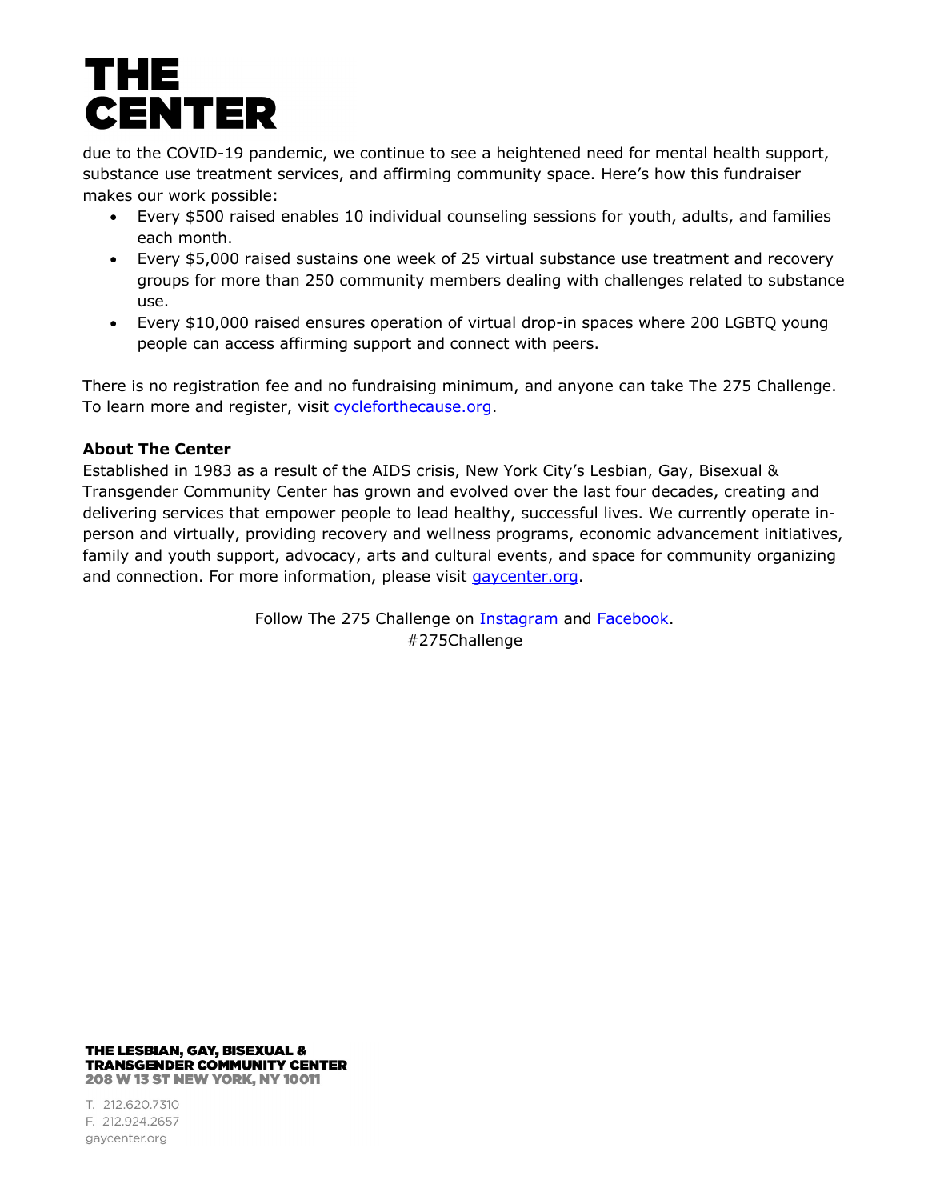due to the COVID-19 pandemic, we continue to see a heightened need for mental health support, substance use treatment services, and affirming community space. Here's how this fundraiser makes our work possible:

- Every $500 raised enables 10 individual counseling sessions for youth, adults, and families each month.
- Every $5,000 raised sustains one week of 25 virtual substance use treatment and recovery groups for more than 250 community members dealing with challenges related to substance use.
- Every $10,000 raised ensures operation of virtual drop-in spaces where 200 LGBTQ young people can access affirming support and connect with peers.

There is no registration fee and no fundraising minimum, and anyone can take The 275 Challenge. To learn more and register, visit cycleforthecause.org.

**About The Center**

Established in 1983 as a result of the AIDS crisis, New York City's Lesbian, Gay, Bisexual & Transgender Community Center has grown and evolved over the last four decades, creating and delivering services that empower people to lead healthy, successful lives. We currently operate in-person and virtually, providing recovery and wellness programs, economic advancement initiatives, family and youth support, advocacy, arts and cultural events, and space for community organizing and connection. For more information, please visit gaycenter.org.

Follow The 275 Challenge on Instagram and Facebook.
#275Challenge